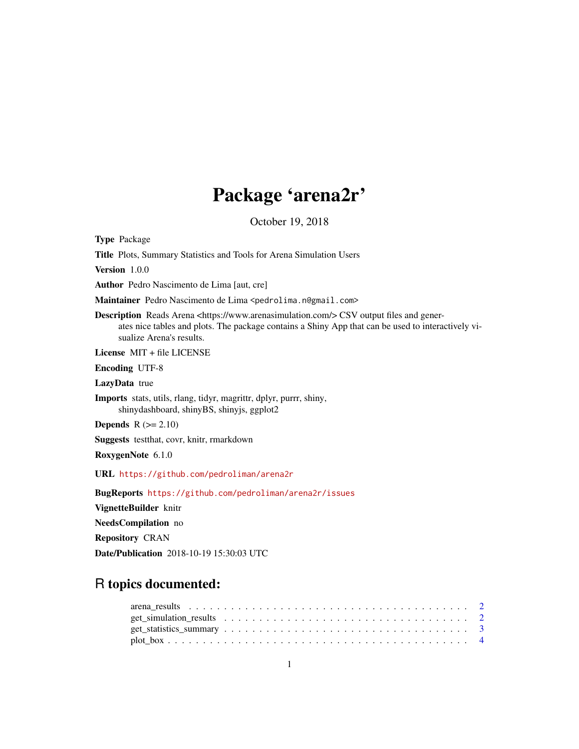# Package 'arena2r'

October 19, 2018

**Type** Package

**Title** Plots, Summary Statistics and Tools for Arena Simulation Users

**Version** 1.0.0

**Author** Pedro Nascimento de Lima [aut, cre]

**Maintainer** Pedro Nascimento de Lima <pedrolima.n@gmail.com>

**Description** Reads Arena <https://www.arenasimulation.com/> CSV output files and generates nice tables and plots. The package contains a Shiny App that can be used to interactively visualize Arena's results.

**License** MIT + file LICENSE

**Encoding** UTF-8

**LazyData** true

**Imports** stats, utils, rlang, tidyr, magrittr, dplyr, purrr, shiny, shinydashboard, shinyBS, shinyjs, ggplot2

**Depends** R (>= 2.10)

**Suggests** testthat, covr, knitr, rmarkdown

**RoxygenNote** 6.1.0

**URL** https://github.com/pedroliman/arena2r

**BugReports** https://github.com/pedroliman/arena2r/issues

**VignetteBuilder** knitr

**NeedsCompilation** no

**Repository** CRAN

**Date/Publication** 2018-10-19 15:30:03 UTC

## R topics documented:

- arena_results . . . . . . . . . . . . . . . . . . . . . . . . . . . . . . . . . . . . . . . . 2
- get_simulation_results . . . . . . . . . . . . . . . . . . . . . . . . . . . . . . . . . . . 2
- get_statistics_summary . . . . . . . . . . . . . . . . . . . . . . . . . . . . . . . . . . . 3
- plot_box . . . . . . . . . . . . . . . . . . . . . . . . . . . . . . . . . . . . . . . . . . . 4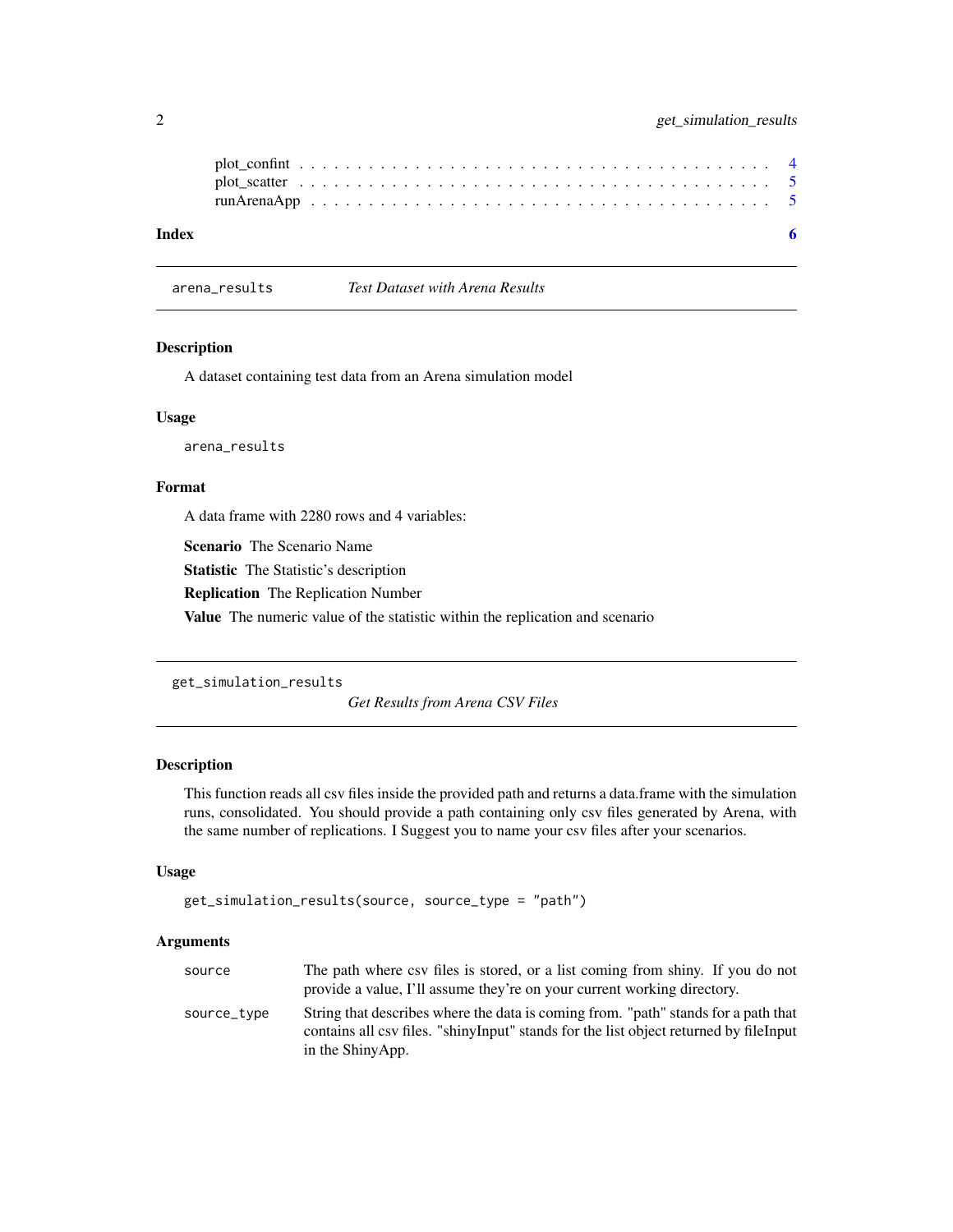plot_confint . . . . . . . . . . . . . . . . . . . . . . . . . . . . . . . . . . . . . . . 4
plot_scatter . . . . . . . . . . . . . . . . . . . . . . . . . . . . . . . . . . . . . . . 5
runArenaApp . . . . . . . . . . . . . . . . . . . . . . . . . . . . . . . . . . . . . . . 5

**Index** **6**

---

## arena_results *Test Dataset with Arena Results*

### Description

A dataset containing test data from an Arena simulation model

### Usage

```
arena_results
```

### Format

A data frame with 2280 rows and 4 variables:

**Scenario** The Scenario Name

**Statistic** The Statistic's description

**Replication** The Replication Number

**Value** The numeric value of the statistic within the replication and scenario

---

## get_simulation_results *Get Results from Arena CSV Files*

### Description

This function reads all csv files inside the provided path and returns a data.frame with the simulation runs, consolidated. You should provide a path containing only csv files generated by Arena, with the same number of replications. I Suggest you to name your csv files after your scenarios.

### Usage

```
get_simulation_results(source, source_type = "path")
```

### Arguments

| | |
|---|---|
| `source` | The path where csv files is stored, or a list coming from shiny. If you do not provide a value, I'll assume they're on your current working directory. |
| `source_type` | String that describes where the data is coming from. "path" stands for a path that contains all csv files. "shinyInput" stands for the list object returned by fileInput in the ShinyApp. |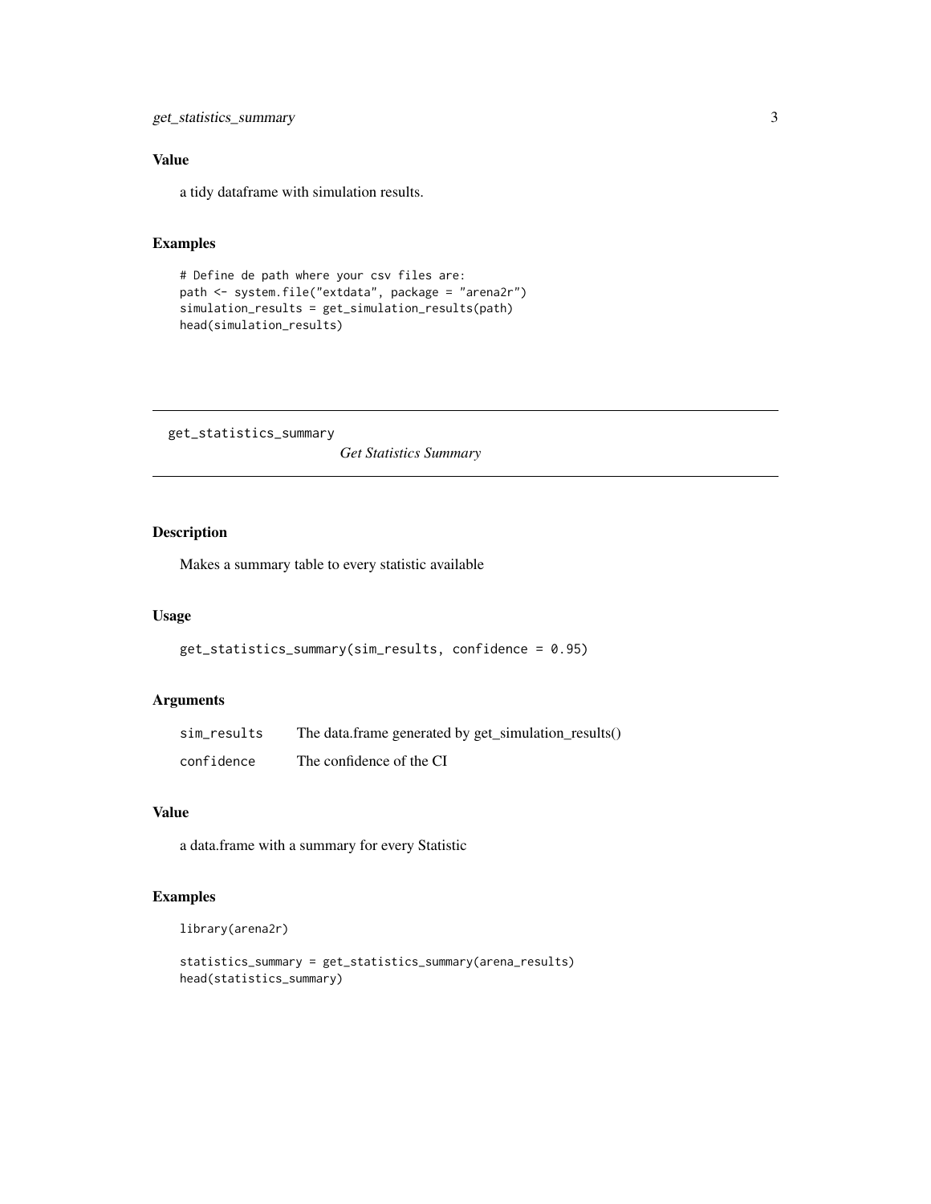### Value

a tidy dataframe with simulation results.

### Examples

```
# Define de path where your csv files are:
path <- system.file("extdata", package = "arena2r")
simulation_results = get_simulation_results(path)
head(simulation_results)
```

---

## get_statistics_summary — *Get Statistics Summary*

---

### Description

Makes a summary table to every statistic available

### Usage

```
get_statistics_summary(sim_results, confidence = 0.95)
```

### Arguments

| | |
|---|---|
| `sim_results` | The data.frame generated by get_simulation_results() |
| `confidence` | The confidence of the CI |

### Value

a data.frame with a summary for every Statistic

### Examples

```
library(arena2r)

statistics_summary = get_statistics_summary(arena_results)
head(statistics_summary)
```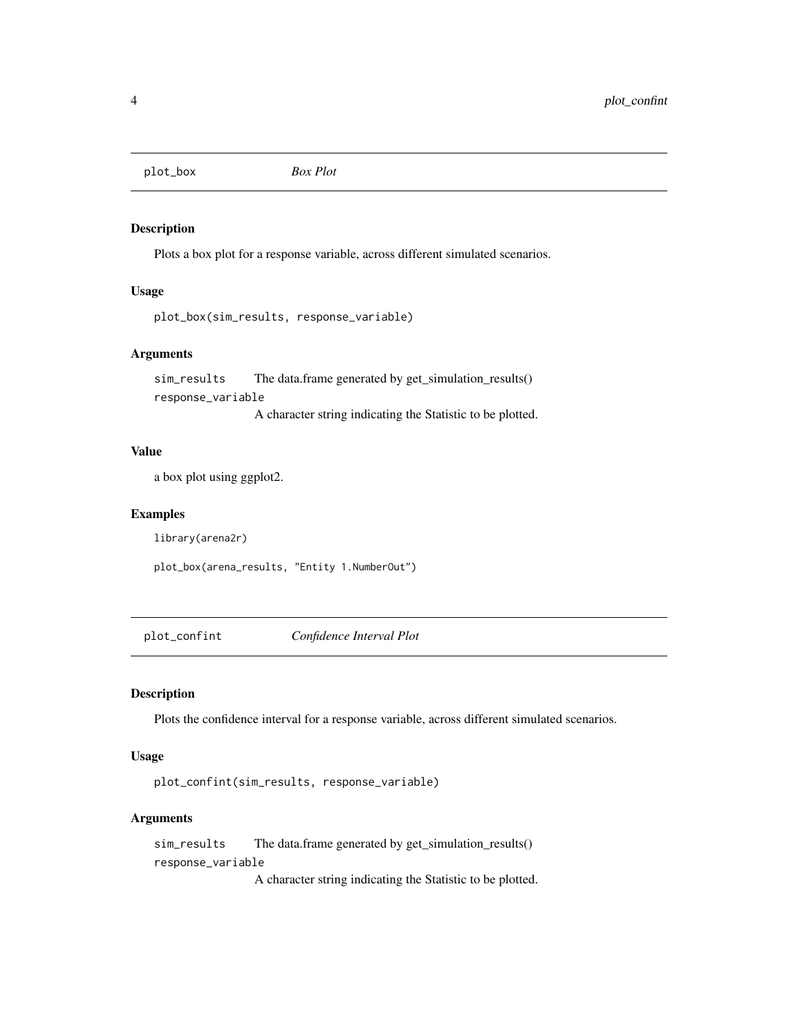## plot_box *Box Plot*

### Description

Plots a box plot for a response variable, across different simulated scenarios.

### Usage

```
plot_box(sim_results, response_variable)
```

### Arguments

| | |
|---|---|
| sim_results | The data.frame generated by get_simulation_results() |
| response_variable | A character string indicating the Statistic to be plotted. |

### Value

a box plot using ggplot2.

### Examples

```
library(arena2r)

plot_box(arena_results, "Entity 1.NumberOut")
```

## plot_confint *Confidence Interval Plot*

### Description

Plots the confidence interval for a response variable, across different simulated scenarios.

### Usage

```
plot_confint(sim_results, response_variable)
```

### Arguments

| | |
|---|---|
| sim_results | The data.frame generated by get_simulation_results() |
| response_variable | A character string indicating the Statistic to be plotted. |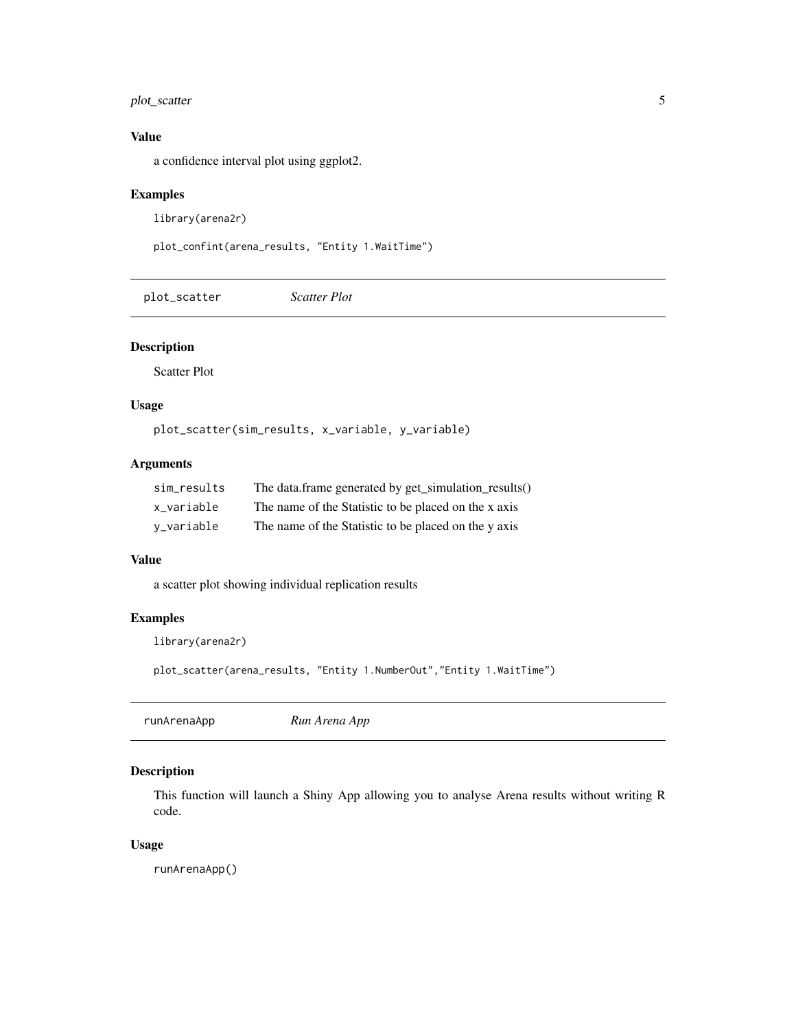### Value

a confidence interval plot using ggplot2.

### Examples

```
library(arena2r)

plot_confint(arena_results, "Entity 1.WaitTime")
```

## plot_scatter *Scatter Plot*

### Description

Scatter Plot

### Usage

```
plot_scatter(sim_results, x_variable, y_variable)
```

### Arguments

| | |
|---|---|
| sim_results | The data.frame generated by get_simulation_results() |
| x_variable | The name of the Statistic to be placed on the x axis |
| y_variable | The name of the Statistic to be placed on the y axis |

### Value

a scatter plot showing individual replication results

### Examples

```
library(arena2r)

plot_scatter(arena_results, "Entity 1.NumberOut","Entity 1.WaitTime")
```

## runArenaApp *Run Arena App*

### Description

This function will launch a Shiny App allowing you to analyse Arena results without writing R code.

### Usage

```
runArenaApp()
```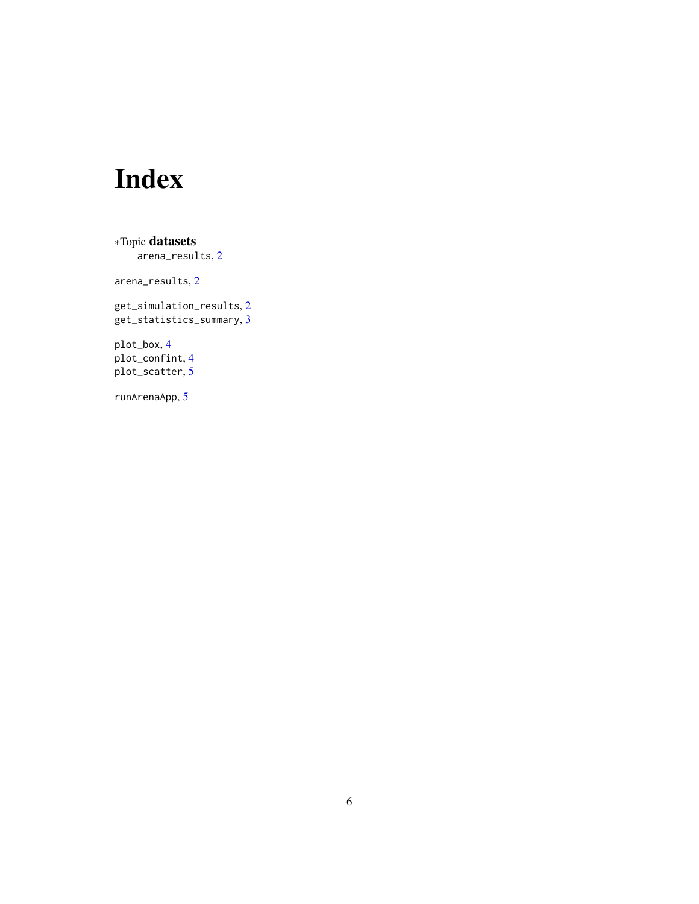# Index

∗Topic **datasets**
    arena_results, 2

arena_results, 2

get_simulation_results, 2
get_statistics_summary, 3

plot_box, 4
plot_confint, 4
plot_scatter, 5

runArenaApp, 5